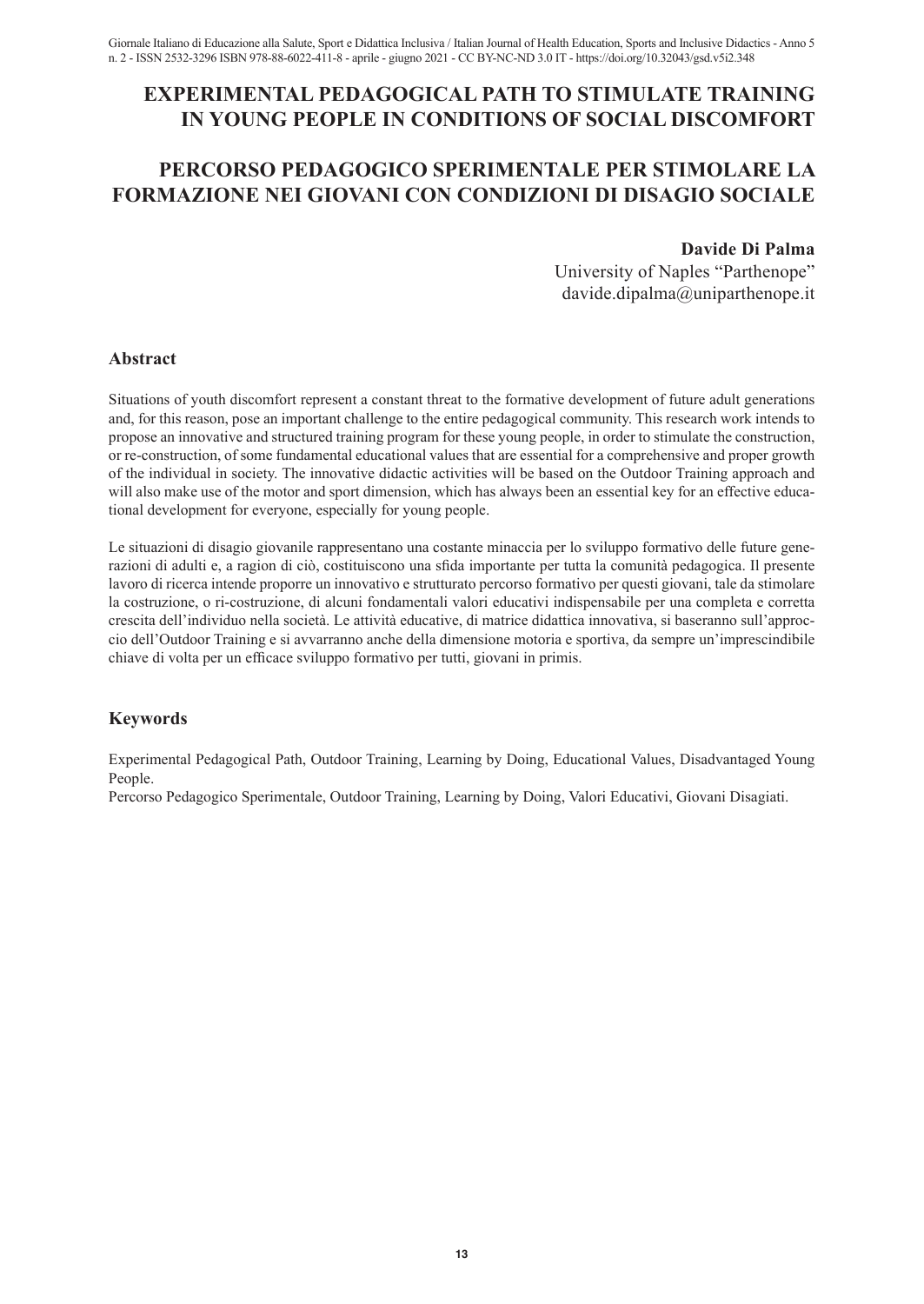# EXPERIMENTAL PEDAGOGICAL PATH TO STIMULATE TRAINING IN YOUNG PEOPLE IN CONDITIONS OF SOCIAL DISCOMFORT

# PERCORSO PEDAGOGICO SPERIMENTALE PER STIMOLARE LA FORMAZIONE NEI GIOVANI CON CONDIZIONI DI DISAGIO SOCIALE

**Davide Di Palma**
University of Naples "Parthenope"
davide.dipalma@uniparthenope.it

## Abstract

Situations of youth discomfort represent a constant threat to the formative development of future adult generations and, for this reason, pose an important challenge to the entire pedagogical community. This research work intends to propose an innovative and structured training program for these young people, in order to stimulate the construction, or re-construction, of some fundamental educational values that are essential for a comprehensive and proper growth of the individual in society. The innovative didactic activities will be based on the Outdoor Training approach and will also make use of the motor and sport dimension, which has always been an essential key for an effective educational development for everyone, especially for young people.

Le situazioni di disagio giovanile rappresentano una costante minaccia per lo sviluppo formativo delle future generazioni di adulti e, a ragion di ciò, costituiscono una sfida importante per tutta la comunità pedagogica. Il presente lavoro di ricerca intende proporre un innovativo e strutturato percorso formativo per questi giovani, tale da stimolare la costruzione, o ri-costruzione, di alcuni fondamentali valori educativi indispensabile per una completa e corretta crescita dell'individuo nella società. Le attività educative, di matrice didattica innovativa, si baseranno sull'approccio dell'Outdoor Training e si avvarranno anche della dimensione motoria e sportiva, da sempre un'imprescindibile chiave di volta per un efficace sviluppo formativo per tutti, giovani in primis.

## Keywords

Experimental Pedagogical Path, Outdoor Training, Learning by Doing, Educational Values, Disadvantaged Young People.

Percorso Pedagogico Sperimentale, Outdoor Training, Learning by Doing, Valori Educativi, Giovani Disagiati.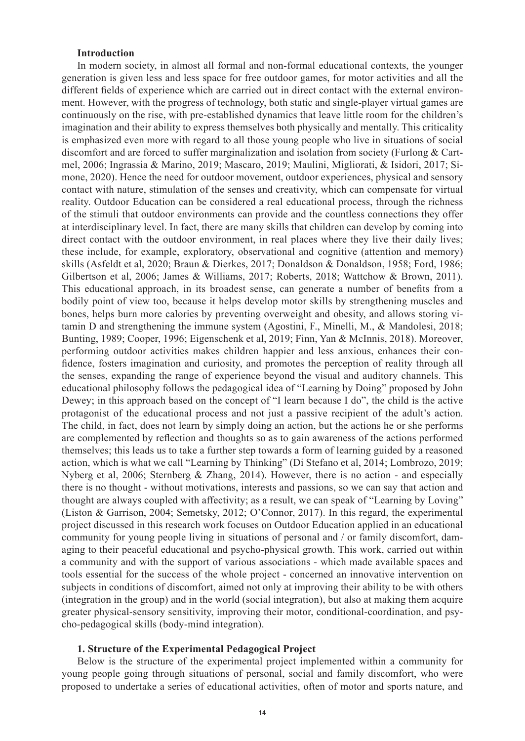## Introduction

In modern society, in almost all formal and non-formal educational contexts, the younger generation is given less and less space for free outdoor games, for motor activities and all the different fields of experience which are carried out in direct contact with the external environment. However, with the progress of technology, both static and single-player virtual games are continuously on the rise, with pre-established dynamics that leave little room for the children's imagination and their ability to express themselves both physically and mentally. This criticality is emphasized even more with regard to all those young people who live in situations of social discomfort and are forced to suffer marginalization and isolation from society (Furlong & Cartmel, 2006; Ingrassia & Marino, 2019; Mascaro, 2019; Maulini, Migliorati, & Isidori, 2017; Simone, 2020). Hence the need for outdoor movement, outdoor experiences, physical and sensory contact with nature, stimulation of the senses and creativity, which can compensate for virtual reality. Outdoor Education can be considered a real educational process, through the richness of the stimuli that outdoor environments can provide and the countless connections they offer at interdisciplinary level. In fact, there are many skills that children can develop by coming into direct contact with the outdoor environment, in real places where they live their daily lives; these include, for example, exploratory, observational and cognitive (attention and memory) skills (Asfeldt et al, 2020; Braun & Dierkes, 2017; Donaldson & Donaldson, 1958; Ford, 1986; Gilbertson et al, 2006; James & Williams, 2017; Roberts, 2018; Wattchow & Brown, 2011). This educational approach, in its broadest sense, can generate a number of benefits from a bodily point of view too, because it helps develop motor skills by strengthening muscles and bones, helps burn more calories by preventing overweight and obesity, and allows storing vitamin D and strengthening the immune system (Agostini, F., Minelli, M., & Mandolesi, 2018; Bunting, 1989; Cooper, 1996; Eigenschenk et al, 2019; Finn, Yan & McInnis, 2018). Moreover, performing outdoor activities makes children happier and less anxious, enhances their confidence, fosters imagination and curiosity, and promotes the perception of reality through all the senses, expanding the range of experience beyond the visual and auditory channels. This educational philosophy follows the pedagogical idea of "Learning by Doing" proposed by John Dewey; in this approach based on the concept of "I learn because I do", the child is the active protagonist of the educational process and not just a passive recipient of the adult's action. The child, in fact, does not learn by simply doing an action, but the actions he or she performs are complemented by reflection and thoughts so as to gain awareness of the actions performed themselves; this leads us to take a further step towards a form of learning guided by a reasoned action, which is what we call "Learning by Thinking" (Di Stefano et al, 2014; Lombrozo, 2019; Nyberg et al, 2006; Sternberg & Zhang, 2014). However, there is no action - and especially there is no thought - without motivations, interests and passions, so we can say that action and thought are always coupled with affectivity; as a result, we can speak of "Learning by Loving" (Liston & Garrison, 2004; Semetsky, 2012; O'Connor, 2017). In this regard, the experimental project discussed in this research work focuses on Outdoor Education applied in an educational community for young people living in situations of personal and / or family discomfort, damaging to their peaceful educational and psycho-physical growth. This work, carried out within a community and with the support of various associations - which made available spaces and tools essential for the success of the whole project - concerned an innovative intervention on subjects in conditions of discomfort, aimed not only at improving their ability to be with others (integration in the group) and in the world (social integration), but also at making them acquire greater physical-sensory sensitivity, improving their motor, conditional-coordination, and psycho-pedagogical skills (body-mind integration).

## 1. Structure of the Experimental Pedagogical Project

Below is the structure of the experimental project implemented within a community for young people going through situations of personal, social and family discomfort, who were proposed to undertake a series of educational activities, often of motor and sports nature, and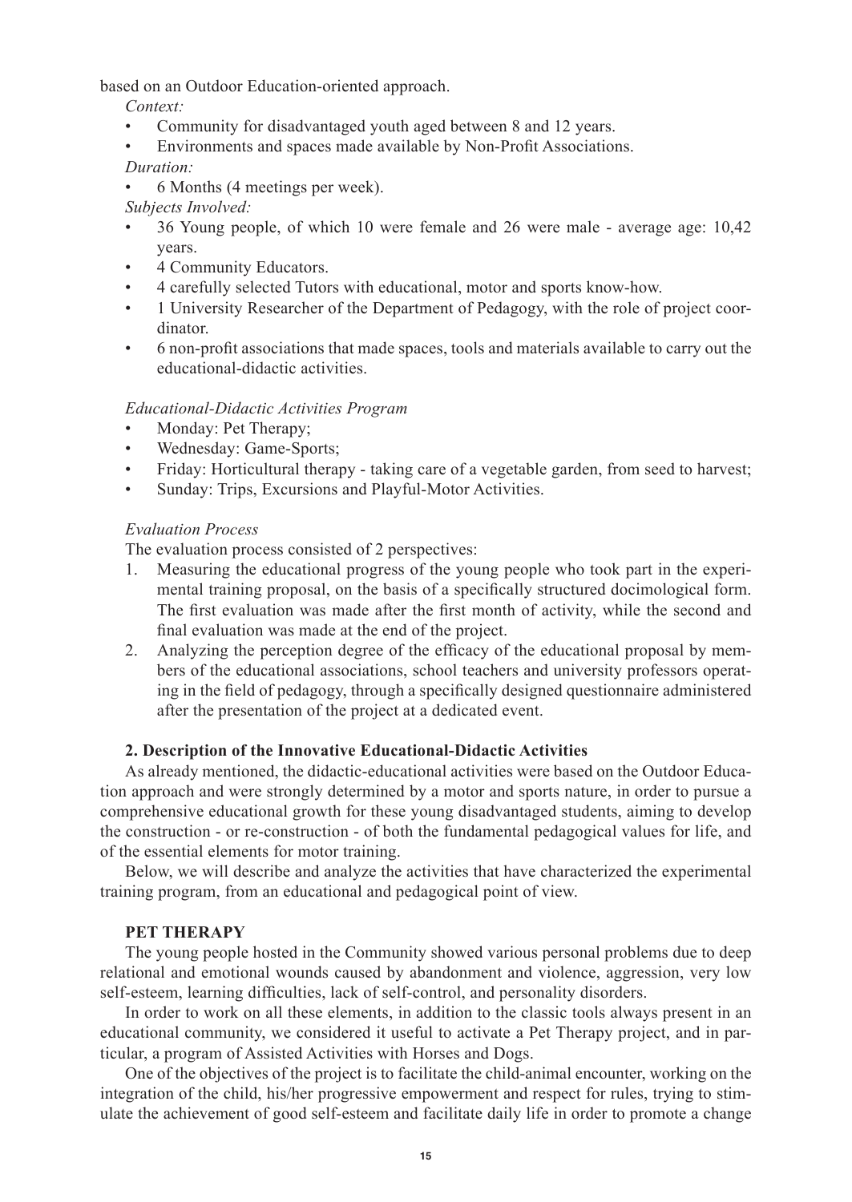based on an Outdoor Education-oriented approach.

*Context:*

- Community for disadvantaged youth aged between 8 and 12 years.
- Environments and spaces made available by Non-Profit Associations.

*Duration:*

- 6 Months (4 meetings per week).

*Subjects Involved:*

- 36 Young people, of which 10 were female and 26 were male - average age: 10,42 years.
- 4 Community Educators.
- 4 carefully selected Tutors with educational, motor and sports know-how.
- 1 University Researcher of the Department of Pedagogy, with the role of project coordinator.
- 6 non-profit associations that made spaces, tools and materials available to carry out the educational-didactic activities.

*Educational-Didactic Activities Program*

- Monday: Pet Therapy;
- Wednesday: Game-Sports;
- Friday: Horticultural therapy - taking care of a vegetable garden, from seed to harvest;
- Sunday: Trips, Excursions and Playful-Motor Activities.

*Evaluation Process*

The evaluation process consisted of 2 perspectives:

1. Measuring the educational progress of the young people who took part in the experimental training proposal, on the basis of a specifically structured docimological form. The first evaluation was made after the first month of activity, while the second and final evaluation was made at the end of the project.
2. Analyzing the perception degree of the efficacy of the educational proposal by members of the educational associations, school teachers and university professors operating in the field of pedagogy, through a specifically designed questionnaire administered after the presentation of the project at a dedicated event.

## 2. Description of the Innovative Educational-Didactic Activities

As already mentioned, the didactic-educational activities were based on the Outdoor Education approach and were strongly determined by a motor and sports nature, in order to pursue a comprehensive educational growth for these young disadvantaged students, aiming to develop the construction - or re-construction - of both the fundamental pedagogical values for life, and of the essential elements for motor training.

Below, we will describe and analyze the activities that have characterized the experimental training program, from an educational and pedagogical point of view.

### PET THERAPY

The young people hosted in the Community showed various personal problems due to deep relational and emotional wounds caused by abandonment and violence, aggression, very low self-esteem, learning difficulties, lack of self-control, and personality disorders.

In order to work on all these elements, in addition to the classic tools always present in an educational community, we considered it useful to activate a Pet Therapy project, and in particular, a program of Assisted Activities with Horses and Dogs.

One of the objectives of the project is to facilitate the child-animal encounter, working on the integration of the child, his/her progressive empowerment and respect for rules, trying to stimulate the achievement of good self-esteem and facilitate daily life in order to promote a change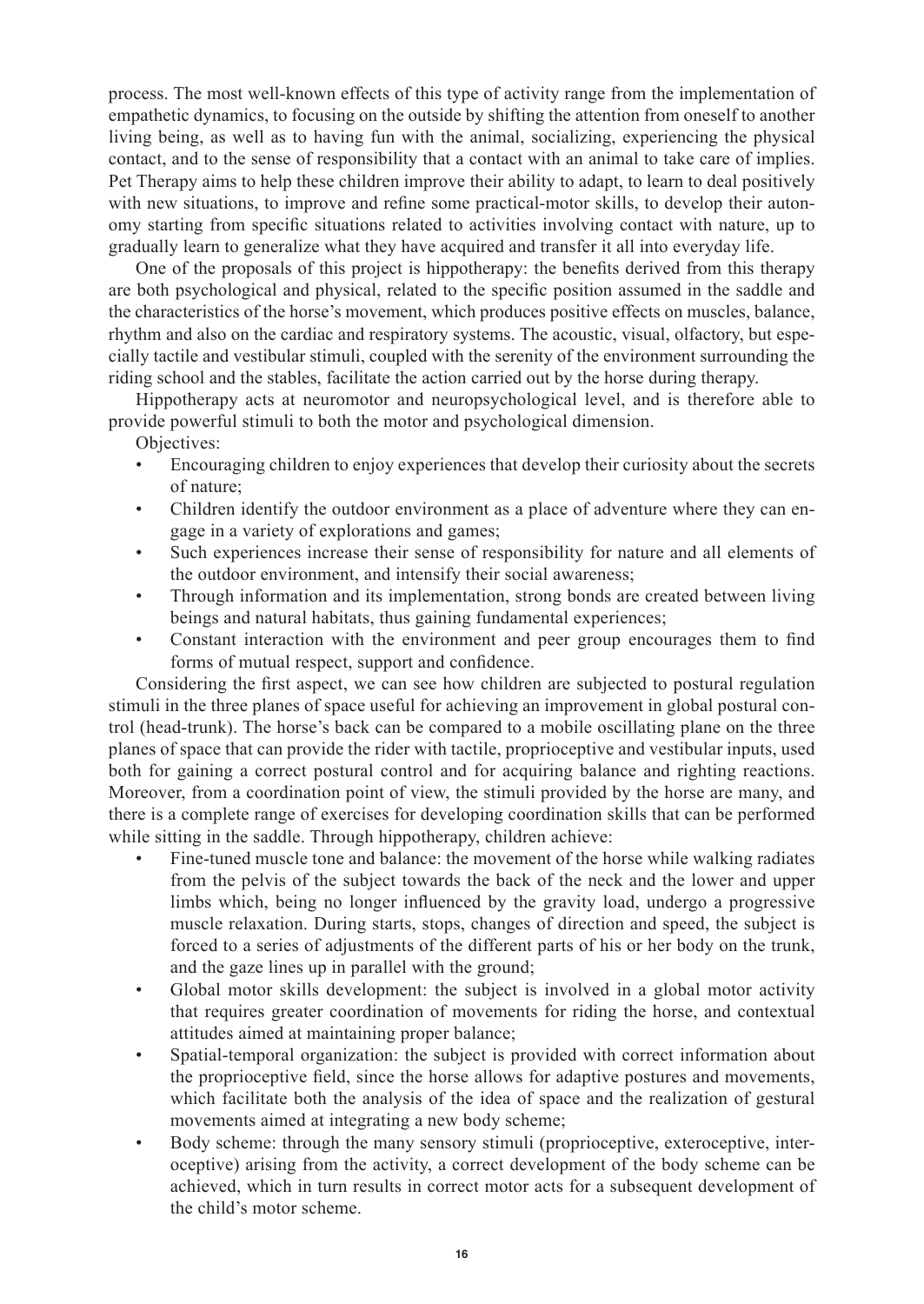process. The most well-known effects of this type of activity range from the implementation of empathetic dynamics, to focusing on the outside by shifting the attention from oneself to another living being, as well as to having fun with the animal, socializing, experiencing the physical contact, and to the sense of responsibility that a contact with an animal to take care of implies. Pet Therapy aims to help these children improve their ability to adapt, to learn to deal positively with new situations, to improve and refine some practical-motor skills, to develop their autonomy starting from specific situations related to activities involving contact with nature, up to gradually learn to generalize what they have acquired and transfer it all into everyday life.

One of the proposals of this project is hippotherapy: the benefits derived from this therapy are both psychological and physical, related to the specific position assumed in the saddle and the characteristics of the horse's movement, which produces positive effects on muscles, balance, rhythm and also on the cardiac and respiratory systems. The acoustic, visual, olfactory, but especially tactile and vestibular stimuli, coupled with the serenity of the environment surrounding the riding school and the stables, facilitate the action carried out by the horse during therapy.

Hippotherapy acts at neuromotor and neuropsychological level, and is therefore able to provide powerful stimuli to both the motor and psychological dimension.

Objectives:

- Encouraging children to enjoy experiences that develop their curiosity about the secrets of nature;
- Children identify the outdoor environment as a place of adventure where they can engage in a variety of explorations and games;
- Such experiences increase their sense of responsibility for nature and all elements of the outdoor environment, and intensify their social awareness;
- Through information and its implementation, strong bonds are created between living beings and natural habitats, thus gaining fundamental experiences;
- Constant interaction with the environment and peer group encourages them to find forms of mutual respect, support and confidence.

Considering the first aspect, we can see how children are subjected to postural regulation stimuli in the three planes of space useful for achieving an improvement in global postural control (head-trunk). The horse's back can be compared to a mobile oscillating plane on the three planes of space that can provide the rider with tactile, proprioceptive and vestibular inputs, used both for gaining a correct postural control and for acquiring balance and righting reactions. Moreover, from a coordination point of view, the stimuli provided by the horse are many, and there is a complete range of exercises for developing coordination skills that can be performed while sitting in the saddle. Through hippotherapy, children achieve:

- Fine-tuned muscle tone and balance: the movement of the horse while walking radiates from the pelvis of the subject towards the back of the neck and the lower and upper limbs which, being no longer influenced by the gravity load, undergo a progressive muscle relaxation. During starts, stops, changes of direction and speed, the subject is forced to a series of adjustments of the different parts of his or her body on the trunk, and the gaze lines up in parallel with the ground;
- Global motor skills development: the subject is involved in a global motor activity that requires greater coordination of movements for riding the horse, and contextual attitudes aimed at maintaining proper balance;
- Spatial-temporal organization: the subject is provided with correct information about the proprioceptive field, since the horse allows for adaptive postures and movements, which facilitate both the analysis of the idea of space and the realization of gestural movements aimed at integrating a new body scheme;
- Body scheme: through the many sensory stimuli (proprioceptive, exteroceptive, interoceptive) arising from the activity, a correct development of the body scheme can be achieved, which in turn results in correct motor acts for a subsequent development of the child's motor scheme.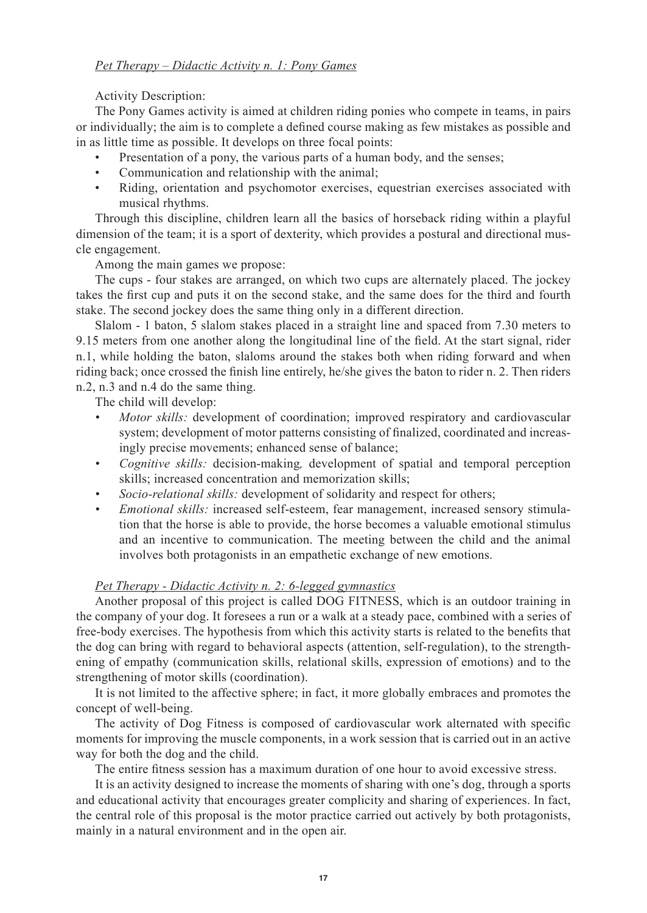*Pet Therapy – Didactic Activity n. 1: Pony Games*

Activity Description:

The Pony Games activity is aimed at children riding ponies who compete in teams, in pairs or individually; the aim is to complete a defined course making as few mistakes as possible and in as little time as possible. It develops on three focal points:

- Presentation of a pony, the various parts of a human body, and the senses;
- Communication and relationship with the animal;
- Riding, orientation and psychomotor exercises, equestrian exercises associated with musical rhythms.

Through this discipline, children learn all the basics of horseback riding within a playful dimension of the team; it is a sport of dexterity, which provides a postural and directional muscle engagement.

Among the main games we propose:

The cups - four stakes are arranged, on which two cups are alternately placed. The jockey takes the first cup and puts it on the second stake, and the same does for the third and fourth stake. The second jockey does the same thing only in a different direction.

Slalom - 1 baton, 5 slalom stakes placed in a straight line and spaced from 7.30 meters to 9.15 meters from one another along the longitudinal line of the field. At the start signal, rider n.1, while holding the baton, slaloms around the stakes both when riding forward and when riding back; once crossed the finish line entirely, he/she gives the baton to rider n. 2. Then riders n.2, n.3 and n.4 do the same thing.

The child will develop:

- *Motor skills:* development of coordination; improved respiratory and cardiovascular system; development of motor patterns consisting of finalized, coordinated and increasingly precise movements; enhanced sense of balance;
- *Cognitive skills:* decision-making*,* development of spatial and temporal perception skills; increased concentration and memorization skills;
- *Socio-relational skills:* development of solidarity and respect for others;
- *Emotional skills:* increased self-esteem, fear management, increased sensory stimulation that the horse is able to provide, the horse becomes a valuable emotional stimulus and an incentive to communication. The meeting between the child and the animal involves both protagonists in an empathetic exchange of new emotions.

*Pet Therapy - Didactic Activity n. 2: 6-legged gymnastics*

Another proposal of this project is called DOG FITNESS, which is an outdoor training in the company of your dog. It foresees a run or a walk at a steady pace, combined with a series of free-body exercises. The hypothesis from which this activity starts is related to the benefits that the dog can bring with regard to behavioral aspects (attention, self-regulation), to the strengthening of empathy (communication skills, relational skills, expression of emotions) and to the strengthening of motor skills (coordination).

It is not limited to the affective sphere; in fact, it more globally embraces and promotes the concept of well-being.

The activity of Dog Fitness is composed of cardiovascular work alternated with specific moments for improving the muscle components, in a work session that is carried out in an active way for both the dog and the child.

The entire fitness session has a maximum duration of one hour to avoid excessive stress.

It is an activity designed to increase the moments of sharing with one's dog, through a sports and educational activity that encourages greater complicity and sharing of experiences. In fact, the central role of this proposal is the motor practice carried out actively by both protagonists, mainly in a natural environment and in the open air.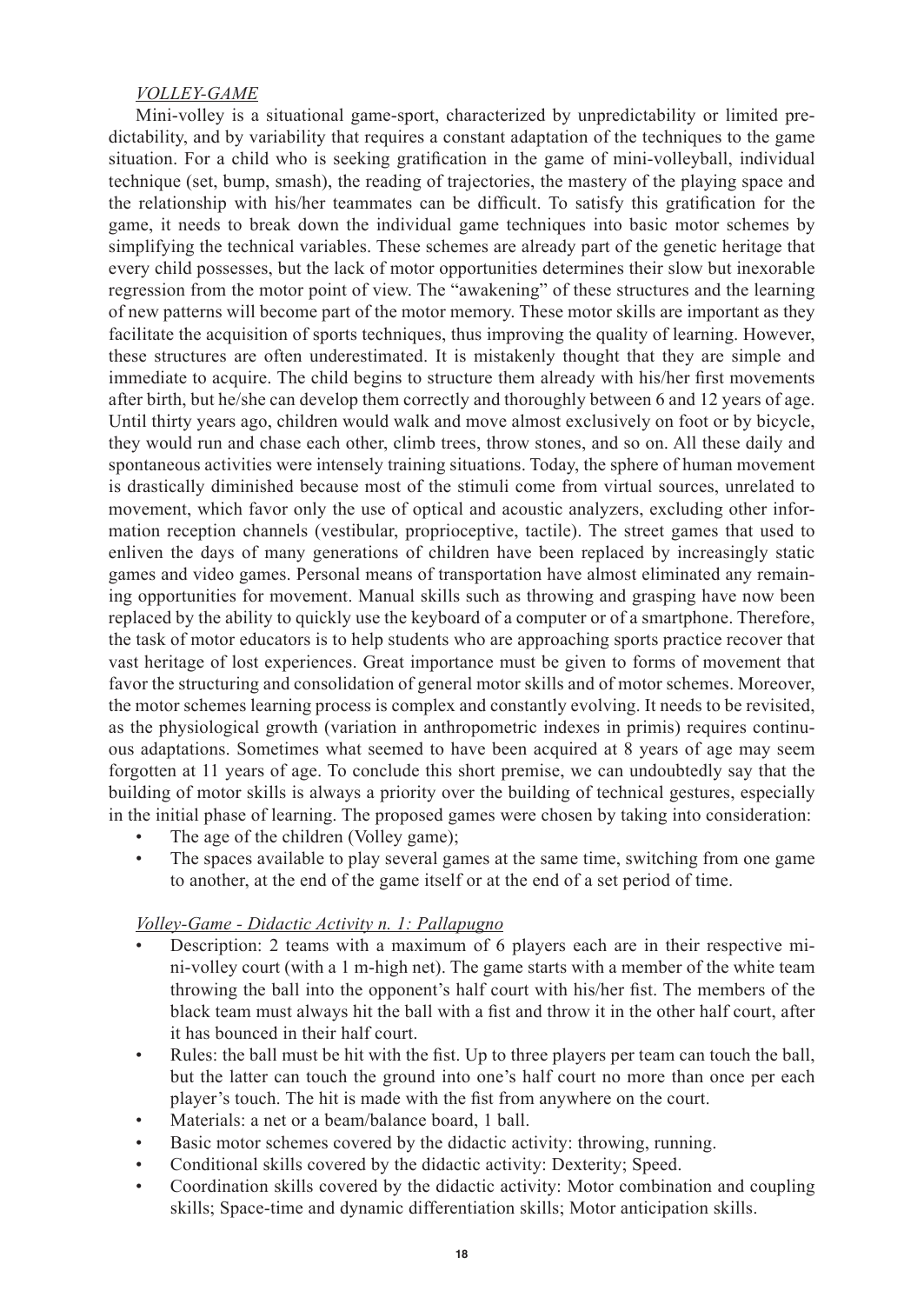*VOLLEY-GAME*

Mini-volley is a situational game-sport, characterized by unpredictability or limited predictability, and by variability that requires a constant adaptation of the techniques to the game situation. For a child who is seeking gratification in the game of mini-volleyball, individual technique (set, bump, smash), the reading of trajectories, the mastery of the playing space and the relationship with his/her teammates can be difficult. To satisfy this gratification for the game, it needs to break down the individual game techniques into basic motor schemes by simplifying the technical variables. These schemes are already part of the genetic heritage that every child possesses, but the lack of motor opportunities determines their slow but inexorable regression from the motor point of view. The "awakening" of these structures and the learning of new patterns will become part of the motor memory. These motor skills are important as they facilitate the acquisition of sports techniques, thus improving the quality of learning. However, these structures are often underestimated. It is mistakenly thought that they are simple and immediate to acquire. The child begins to structure them already with his/her first movements after birth, but he/she can develop them correctly and thoroughly between 6 and 12 years of age. Until thirty years ago, children would walk and move almost exclusively on foot or by bicycle, they would run and chase each other, climb trees, throw stones, and so on. All these daily and spontaneous activities were intensely training situations. Today, the sphere of human movement is drastically diminished because most of the stimuli come from virtual sources, unrelated to movement, which favor only the use of optical and acoustic analyzers, excluding other information reception channels (vestibular, proprioceptive, tactile). The street games that used to enliven the days of many generations of children have been replaced by increasingly static games and video games. Personal means of transportation have almost eliminated any remaining opportunities for movement. Manual skills such as throwing and grasping have now been replaced by the ability to quickly use the keyboard of a computer or of a smartphone. Therefore, the task of motor educators is to help students who are approaching sports practice recover that vast heritage of lost experiences. Great importance must be given to forms of movement that favor the structuring and consolidation of general motor skills and of motor schemes. Moreover, the motor schemes learning process is complex and constantly evolving. It needs to be revisited, as the physiological growth (variation in anthropometric indexes in primis) requires continuous adaptations. Sometimes what seemed to have been acquired at 8 years of age may seem forgotten at 11 years of age. To conclude this short premise, we can undoubtedly say that the building of motor skills is always a priority over the building of technical gestures, especially in the initial phase of learning. The proposed games were chosen by taking into consideration:

- The age of the children (Volley game);
- The spaces available to play several games at the same time, switching from one game to another, at the end of the game itself or at the end of a set period of time.

*Volley-Game - Didactic Activity n. 1: Pallapugno*

- Description: 2 teams with a maximum of 6 players each are in their respective mini-volley court (with a 1 m-high net). The game starts with a member of the white team throwing the ball into the opponent's half court with his/her fist. The members of the black team must always hit the ball with a fist and throw it in the other half court, after it has bounced in their half court.
- Rules: the ball must be hit with the fist. Up to three players per team can touch the ball, but the latter can touch the ground into one's half court no more than once per each player's touch. The hit is made with the fist from anywhere on the court.
- Materials: a net or a beam/balance board, 1 ball.
- Basic motor schemes covered by the didactic activity: throwing, running.
- Conditional skills covered by the didactic activity: Dexterity; Speed.
- Coordination skills covered by the didactic activity: Motor combination and coupling skills; Space-time and dynamic differentiation skills; Motor anticipation skills.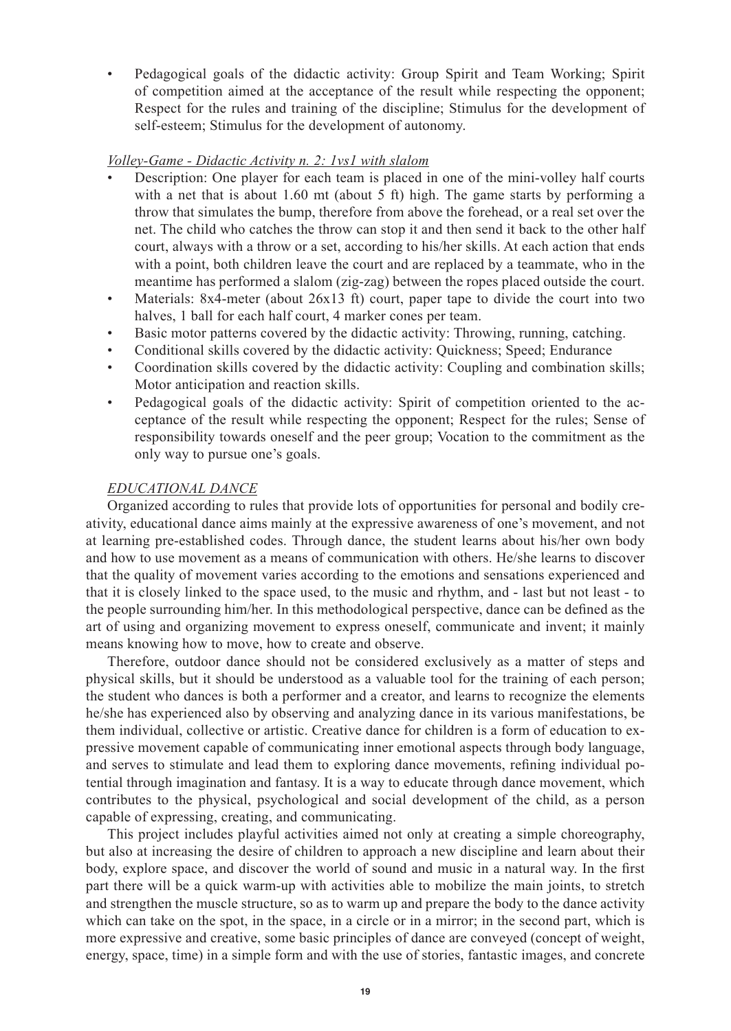- Pedagogical goals of the didactic activity: Group Spirit and Team Working; Spirit of competition aimed at the acceptance of the result while respecting the opponent; Respect for the rules and training of the discipline; Stimulus for the development of self-esteem; Stimulus for the development of autonomy.

*Volley-Game - Didactic Activity n. 2: 1vs1 with slalom*

- Description: One player for each team is placed in one of the mini-volley half courts with a net that is about 1.60 mt (about 5 ft) high. The game starts by performing a throw that simulates the bump, therefore from above the forehead, or a real set over the net. The child who catches the throw can stop it and then send it back to the other half court, always with a throw or a set, according to his/her skills. At each action that ends with a point, both children leave the court and are replaced by a teammate, who in the meantime has performed a slalom (zig-zag) between the ropes placed outside the court.
- Materials: 8x4-meter (about 26x13 ft) court, paper tape to divide the court into two halves, 1 ball for each half court, 4 marker cones per team.
- Basic motor patterns covered by the didactic activity: Throwing, running, catching.
- Conditional skills covered by the didactic activity: Quickness; Speed; Endurance
- Coordination skills covered by the didactic activity: Coupling and combination skills; Motor anticipation and reaction skills.
- Pedagogical goals of the didactic activity: Spirit of competition oriented to the acceptance of the result while respecting the opponent; Respect for the rules; Sense of responsibility towards oneself and the peer group; Vocation to the commitment as the only way to pursue one's goals.

*EDUCATIONAL DANCE*

Organized according to rules that provide lots of opportunities for personal and bodily creativity, educational dance aims mainly at the expressive awareness of one's movement, and not at learning pre-established codes. Through dance, the student learns about his/her own body and how to use movement as a means of communication with others. He/she learns to discover that the quality of movement varies according to the emotions and sensations experienced and that it is closely linked to the space used, to the music and rhythm, and - last but not least - to the people surrounding him/her. In this methodological perspective, dance can be defined as the art of using and organizing movement to express oneself, communicate and invent; it mainly means knowing how to move, how to create and observe.

Therefore, outdoor dance should not be considered exclusively as a matter of steps and physical skills, but it should be understood as a valuable tool for the training of each person; the student who dances is both a performer and a creator, and learns to recognize the elements he/she has experienced also by observing and analyzing dance in its various manifestations, be them individual, collective or artistic. Creative dance for children is a form of education to expressive movement capable of communicating inner emotional aspects through body language, and serves to stimulate and lead them to exploring dance movements, refining individual potential through imagination and fantasy. It is a way to educate through dance movement, which contributes to the physical, psychological and social development of the child, as a person capable of expressing, creating, and communicating.

This project includes playful activities aimed not only at creating a simple choreography, but also at increasing the desire of children to approach a new discipline and learn about their body, explore space, and discover the world of sound and music in a natural way. In the first part there will be a quick warm-up with activities able to mobilize the main joints, to stretch and strengthen the muscle structure, so as to warm up and prepare the body to the dance activity which can take on the spot, in the space, in a circle or in a mirror; in the second part, which is more expressive and creative, some basic principles of dance are conveyed (concept of weight, energy, space, time) in a simple form and with the use of stories, fantastic images, and concrete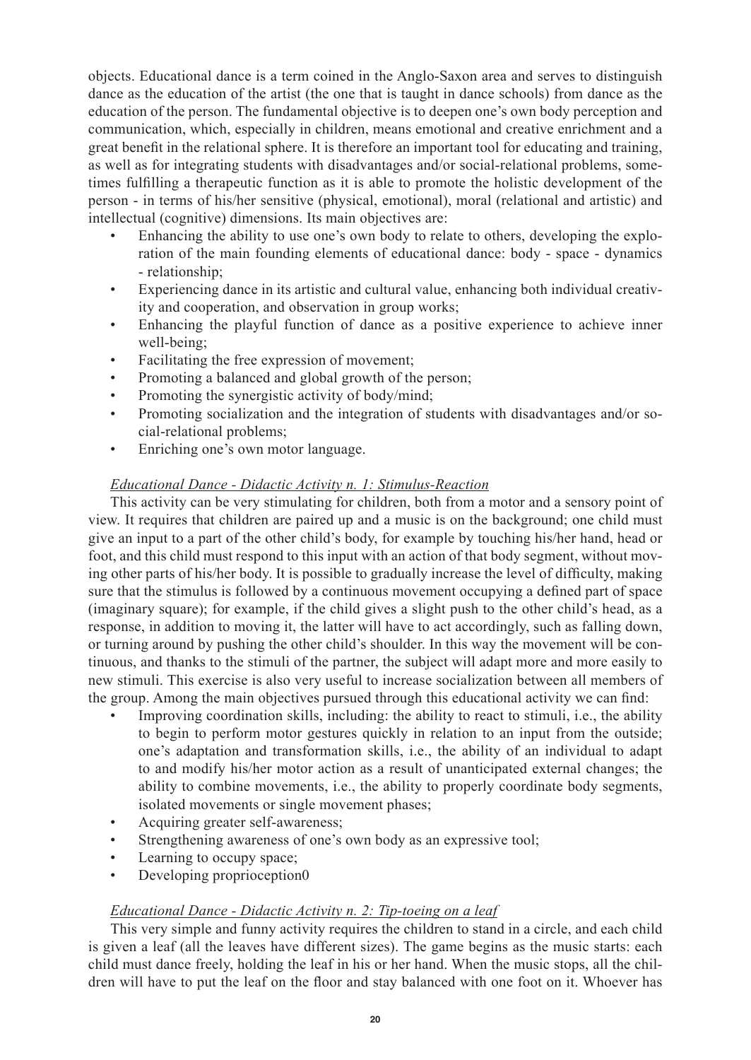objects. Educational dance is a term coined in the Anglo-Saxon area and serves to distinguish dance as the education of the artist (the one that is taught in dance schools) from dance as the education of the person. The fundamental objective is to deepen one's own body perception and communication, which, especially in children, means emotional and creative enrichment and a great benefit in the relational sphere. It is therefore an important tool for educating and training, as well as for integrating students with disadvantages and/or social-relational problems, sometimes fulfilling a therapeutic function as it is able to promote the holistic development of the person - in terms of his/her sensitive (physical, emotional), moral (relational and artistic) and intellectual (cognitive) dimensions. Its main objectives are:

- Enhancing the ability to use one's own body to relate to others, developing the exploration of the main founding elements of educational dance: body - space - dynamics - relationship;
- Experiencing dance in its artistic and cultural value, enhancing both individual creativity and cooperation, and observation in group works;
- Enhancing the playful function of dance as a positive experience to achieve inner well-being;
- Facilitating the free expression of movement;
- Promoting a balanced and global growth of the person;
- Promoting the synergistic activity of body/mind;
- Promoting socialization and the integration of students with disadvantages and/or social-relational problems;
- Enriching one's own motor language.

*Educational Dance - Didactic Activity n. 1: Stimulus-Reaction*

This activity can be very stimulating for children, both from a motor and a sensory point of view. It requires that children are paired up and a music is on the background; one child must give an input to a part of the other child's body, for example by touching his/her hand, head or foot, and this child must respond to this input with an action of that body segment, without moving other parts of his/her body. It is possible to gradually increase the level of difficulty, making sure that the stimulus is followed by a continuous movement occupying a defined part of space (imaginary square); for example, if the child gives a slight push to the other child's head, as a response, in addition to moving it, the latter will have to act accordingly, such as falling down, or turning around by pushing the other child's shoulder. In this way the movement will be continuous, and thanks to the stimuli of the partner, the subject will adapt more and more easily to new stimuli. This exercise is also very useful to increase socialization between all members of the group. Among the main objectives pursued through this educational activity we can find:

- Improving coordination skills, including: the ability to react to stimuli, i.e., the ability to begin to perform motor gestures quickly in relation to an input from the outside; one's adaptation and transformation skills, i.e., the ability of an individual to adapt to and modify his/her motor action as a result of unanticipated external changes; the ability to combine movements, i.e., the ability to properly coordinate body segments, isolated movements or single movement phases;
- Acquiring greater self-awareness;
- Strengthening awareness of one's own body as an expressive tool;
- Learning to occupy space;
- Developing proprioception0

*Educational Dance - Didactic Activity n. 2: Tip-toeing on a leaf*

This very simple and funny activity requires the children to stand in a circle, and each child is given a leaf (all the leaves have different sizes). The game begins as the music starts: each child must dance freely, holding the leaf in his or her hand. When the music stops, all the children will have to put the leaf on the floor and stay balanced with one foot on it. Whoever has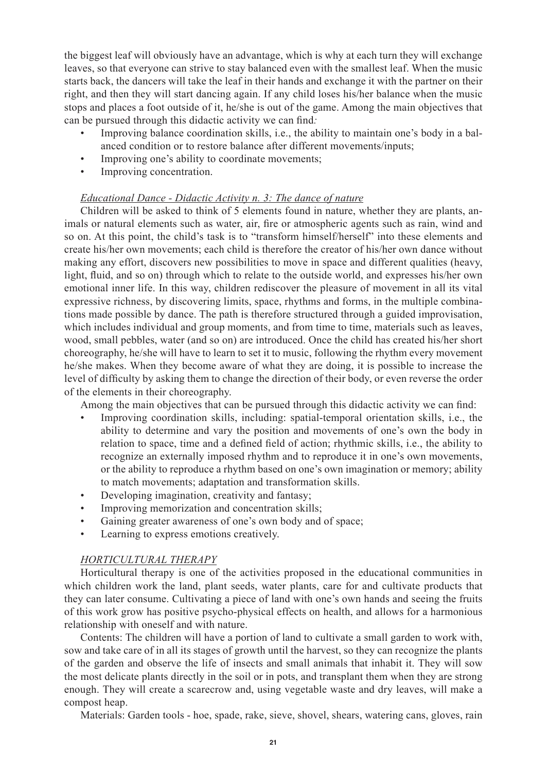the biggest leaf will obviously have an advantage, which is why at each turn they will exchange leaves, so that everyone can strive to stay balanced even with the smallest leaf. When the music starts back, the dancers will take the leaf in their hands and exchange it with the partner on their right, and then they will start dancing again. If any child loses his/her balance when the music stops and places a foot outside of it, he/she is out of the game. Among the main objectives that can be pursued through this didactic activity we can find*:*

- Improving balance coordination skills, i.e., the ability to maintain one's body in a balanced condition or to restore balance after different movements/inputs;
- Improving one's ability to coordinate movements;
- Improving concentration.

*Educational Dance - Didactic Activity n. 3: The dance of nature*

Children will be asked to think of 5 elements found in nature, whether they are plants, animals or natural elements such as water, air, fire or atmospheric agents such as rain, wind and so on. At this point, the child's task is to "transform himself/herself" into these elements and create his/her own movements; each child is therefore the creator of his/her own dance without making any effort, discovers new possibilities to move in space and different qualities (heavy, light, fluid, and so on) through which to relate to the outside world, and expresses his/her own emotional inner life. In this way, children rediscover the pleasure of movement in all its vital expressive richness, by discovering limits, space, rhythms and forms, in the multiple combinations made possible by dance. The path is therefore structured through a guided improvisation, which includes individual and group moments, and from time to time, materials such as leaves, wood, small pebbles, water (and so on) are introduced. Once the child has created his/her short choreography, he/she will have to learn to set it to music, following the rhythm every movement he/she makes. When they become aware of what they are doing, it is possible to increase the level of difficulty by asking them to change the direction of their body, or even reverse the order of the elements in their choreography.

Among the main objectives that can be pursued through this didactic activity we can find:

- Improving coordination skills, including: spatial-temporal orientation skills, i.e., the ability to determine and vary the position and movements of one's own the body in relation to space, time and a defined field of action; rhythmic skills, i.e., the ability to recognize an externally imposed rhythm and to reproduce it in one's own movements, or the ability to reproduce a rhythm based on one's own imagination or memory; ability to match movements; adaptation and transformation skills.
- Developing imagination, creativity and fantasy;
- Improving memorization and concentration skills;
- Gaining greater awareness of one's own body and of space;
- Learning to express emotions creatively.

*HORTICULTURAL THERAPY*

Horticultural therapy is one of the activities proposed in the educational communities in which children work the land, plant seeds, water plants, care for and cultivate products that they can later consume. Cultivating a piece of land with one's own hands and seeing the fruits of this work grow has positive psycho-physical effects on health, and allows for a harmonious relationship with oneself and with nature.

Contents: The children will have a portion of land to cultivate a small garden to work with, sow and take care of in all its stages of growth until the harvest, so they can recognize the plants of the garden and observe the life of insects and small animals that inhabit it. They will sow the most delicate plants directly in the soil or in pots, and transplant them when they are strong enough. They will create a scarecrow and, using vegetable waste and dry leaves, will make a compost heap.

Materials: Garden tools - hoe, spade, rake, sieve, shovel, shears, watering cans, gloves, rain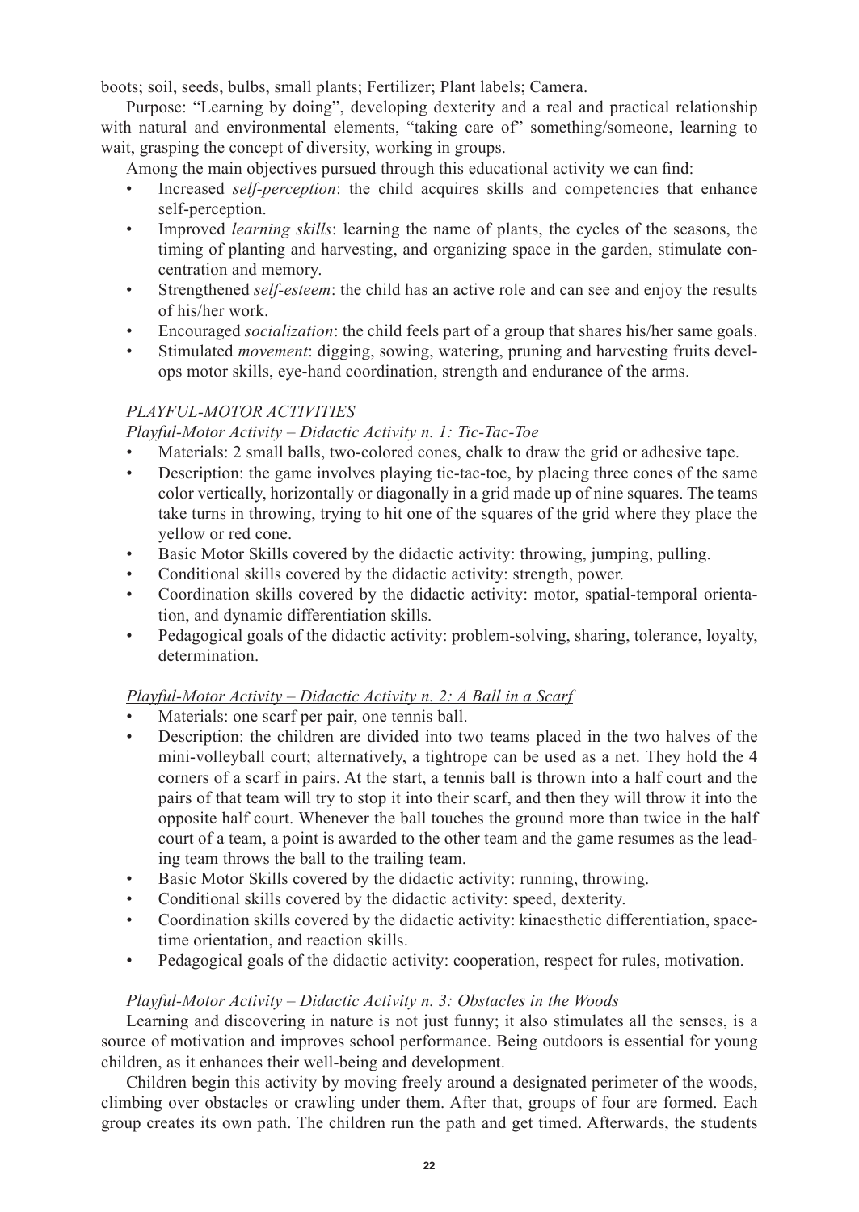boots; soil, seeds, bulbs, small plants; Fertilizer; Plant labels; Camera.

Purpose: "Learning by doing", developing dexterity and a real and practical relationship with natural and environmental elements, "taking care of" something/someone, learning to wait, grasping the concept of diversity, working in groups.

Among the main objectives pursued through this educational activity we can find:

- Increased *self-perception*: the child acquires skills and competencies that enhance self-perception.
- Improved *learning skills*: learning the name of plants, the cycles of the seasons, the timing of planting and harvesting, and organizing space in the garden, stimulate concentration and memory.
- Strengthened *self-esteem*: the child has an active role and can see and enjoy the results of his/her work.
- Encouraged *socialization*: the child feels part of a group that shares his/her same goals.
- Stimulated *movement*: digging, sowing, watering, pruning and harvesting fruits develops motor skills, eye-hand coordination, strength and endurance of the arms.

### *PLAYFUL-MOTOR ACTIVITIES*

#### *Playful-Motor Activity – Didactic Activity n. 1: Tic-Tac-Toe*

- Materials: 2 small balls, two-colored cones, chalk to draw the grid or adhesive tape.
- Description: the game involves playing tic-tac-toe, by placing three cones of the same color vertically, horizontally or diagonally in a grid made up of nine squares. The teams take turns in throwing, trying to hit one of the squares of the grid where they place the yellow or red cone.
- Basic Motor Skills covered by the didactic activity: throwing, jumping, pulling.
- Conditional skills covered by the didactic activity: strength, power.
- Coordination skills covered by the didactic activity: motor, spatial-temporal orientation, and dynamic differentiation skills.
- Pedagogical goals of the didactic activity: problem-solving, sharing, tolerance, loyalty, determination.

#### *Playful-Motor Activity – Didactic Activity n. 2: A Ball in a Scarf*

- Materials: one scarf per pair, one tennis ball.
- Description: the children are divided into two teams placed in the two halves of the mini-volleyball court; alternatively, a tightrope can be used as a net. They hold the 4 corners of a scarf in pairs. At the start, a tennis ball is thrown into a half court and the pairs of that team will try to stop it into their scarf, and then they will throw it into the opposite half court. Whenever the ball touches the ground more than twice in the half court of a team, a point is awarded to the other team and the game resumes as the leading team throws the ball to the trailing team.
- Basic Motor Skills covered by the didactic activity: running, throwing.
- Conditional skills covered by the didactic activity: speed, dexterity.
- Coordination skills covered by the didactic activity: kinaesthetic differentiation, space-time orientation, and reaction skills.
- Pedagogical goals of the didactic activity: cooperation, respect for rules, motivation.

#### *Playful-Motor Activity – Didactic Activity n. 3: Obstacles in the Woods*

Learning and discovering in nature is not just funny; it also stimulates all the senses, is a source of motivation and improves school performance. Being outdoors is essential for young children, as it enhances their well-being and development.

Children begin this activity by moving freely around a designated perimeter of the woods, climbing over obstacles or crawling under them. After that, groups of four are formed. Each group creates its own path. The children run the path and get timed. Afterwards, the students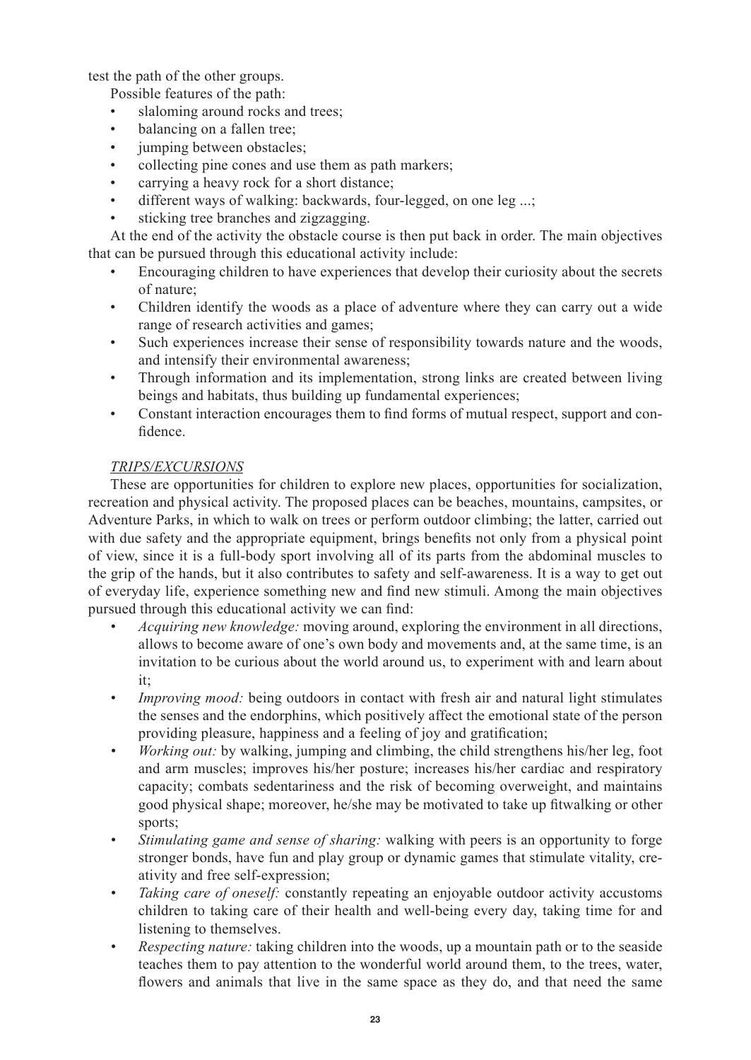test the path of the other groups.

Possible features of the path:

- slaloming around rocks and trees;
- balancing on a fallen tree;
- jumping between obstacles;
- collecting pine cones and use them as path markers;
- carrying a heavy rock for a short distance;
- different ways of walking: backwards, four-legged, on one leg ...;
- sticking tree branches and zigzagging.

At the end of the activity the obstacle course is then put back in order. The main objectives that can be pursued through this educational activity include:

- Encouraging children to have experiences that develop their curiosity about the secrets of nature;
- Children identify the woods as a place of adventure where they can carry out a wide range of research activities and games;
- Such experiences increase their sense of responsibility towards nature and the woods, and intensify their environmental awareness;
- Through information and its implementation, strong links are created between living beings and habitats, thus building up fundamental experiences;
- Constant interaction encourages them to find forms of mutual respect, support and confidence.

*TRIPS/EXCURSIONS*

These are opportunities for children to explore new places, opportunities for socialization, recreation and physical activity. The proposed places can be beaches, mountains, campsites, or Adventure Parks, in which to walk on trees or perform outdoor climbing; the latter, carried out with due safety and the appropriate equipment, brings benefits not only from a physical point of view, since it is a full-body sport involving all of its parts from the abdominal muscles to the grip of the hands, but it also contributes to safety and self-awareness. It is a way to get out of everyday life, experience something new and find new stimuli. Among the main objectives pursued through this educational activity we can find:

- *Acquiring new knowledge:* moving around, exploring the environment in all directions, allows to become aware of one's own body and movements and, at the same time, is an invitation to be curious about the world around us, to experiment with and learn about it;
- *Improving mood:* being outdoors in contact with fresh air and natural light stimulates the senses and the endorphins, which positively affect the emotional state of the person providing pleasure, happiness and a feeling of joy and gratification;
- *Working out:* by walking, jumping and climbing, the child strengthens his/her leg, foot and arm muscles; improves his/her posture; increases his/her cardiac and respiratory capacity; combats sedentariness and the risk of becoming overweight, and maintains good physical shape; moreover, he/she may be motivated to take up fitwalking or other sports;
- *Stimulating game and sense of sharing:* walking with peers is an opportunity to forge stronger bonds, have fun and play group or dynamic games that stimulate vitality, creativity and free self-expression;
- *Taking care of oneself:* constantly repeating an enjoyable outdoor activity accustoms children to taking care of their health and well-being every day, taking time for and listening to themselves.
- *Respecting nature:* taking children into the woods, up a mountain path or to the seaside teaches them to pay attention to the wonderful world around them, to the trees, water, flowers and animals that live in the same space as they do, and that need the same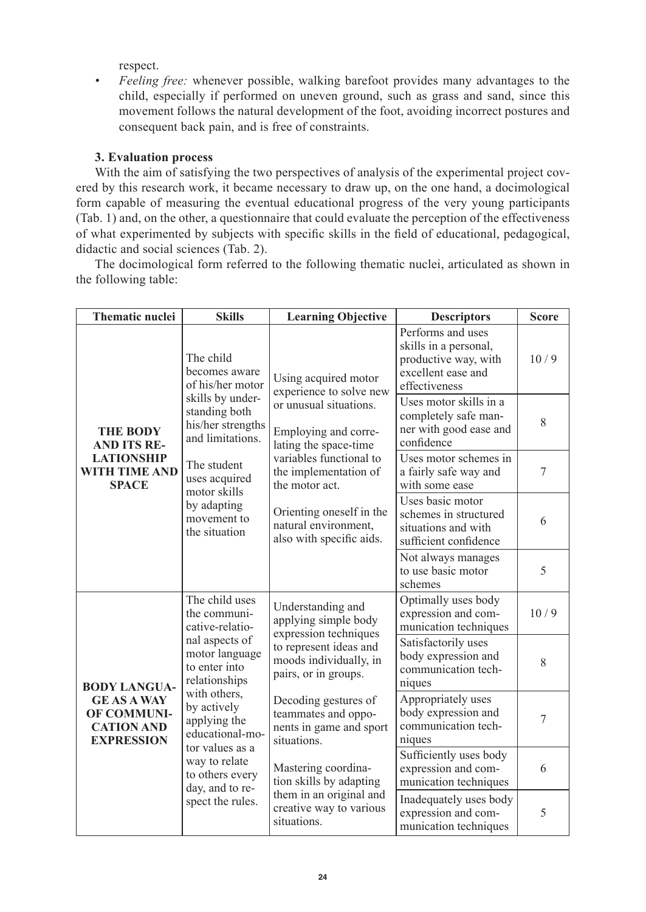respect.

- *Feeling free:* whenever possible, walking barefoot provides many advantages to the child, especially if performed on uneven ground, such as grass and sand, since this movement follows the natural development of the foot, avoiding incorrect postures and consequent back pain, and is free of constraints.

### 3. Evaluation process

With the aim of satisfying the two perspectives of analysis of the experimental project covered by this research work, it became necessary to draw up, on the one hand, a docimological form capable of measuring the eventual educational progress of the very young participants (Tab. 1) and, on the other, a questionnaire that could evaluate the perception of the effectiveness of what experimented by subjects with specific skills in the field of educational, pedagogical, didactic and social sciences (Tab. 2).

The docimological form referred to the following thematic nuclei, articulated as shown in the following table:

| Thematic nuclei | Skills | Learning Objective | Descriptors | Score |
|---|---|---|---|---|
| **THE BODY AND ITS RELATIONSHIP WITH TIME AND SPACE** | The child becomes aware of his/her motor skills by understanding both his/her strengths and limitations. The student uses acquired motor skills by adapting movement to the situation | Using acquired motor experience to solve new or unusual situations. Employing and correlating the space-time variables functional to the implementation of the motor act. Orienting oneself in the natural environment, also with specific aids. | Performs and uses skills in a personal, productive way, with excellent ease and effectiveness | 10 / 9 |
| | | | Uses motor skills in a completely safe manner with good ease and confidence | 8 |
| | | | Uses motor schemes in a fairly safe way and with some ease | 7 |
| | | | Uses basic motor schemes in structured situations and with sufficient confidence | 6 |
| | | | Not always manages to use basic motor schemes | 5 |
| **BODY LANGUAGE AS A WAY OF COMMUNICATION AND EXPRESSION** | The child uses the communicative-relational aspects of motor language to enter into relationships with others, by actively applying the educational-motor values as a way to relate to others every day, and to respect the rules. | Understanding and applying simple body expression techniques to represent ideas and moods individually, in pairs, or in groups. Decoding gestures of teammates and opponents in game and sport situations. Mastering coordination skills by adapting them in an original and creative way to various situations. | Optimally uses body expression and communication techniques | 10 / 9 |
| | | | Satisfactorily uses body expression and communication techniques | 8 |
| | | | Appropriately uses body expression and communication techniques | 7 |
| | | | Sufficiently uses body expression and communication techniques | 6 |
| | | | Inadequately uses body expression and communication techniques | 5 |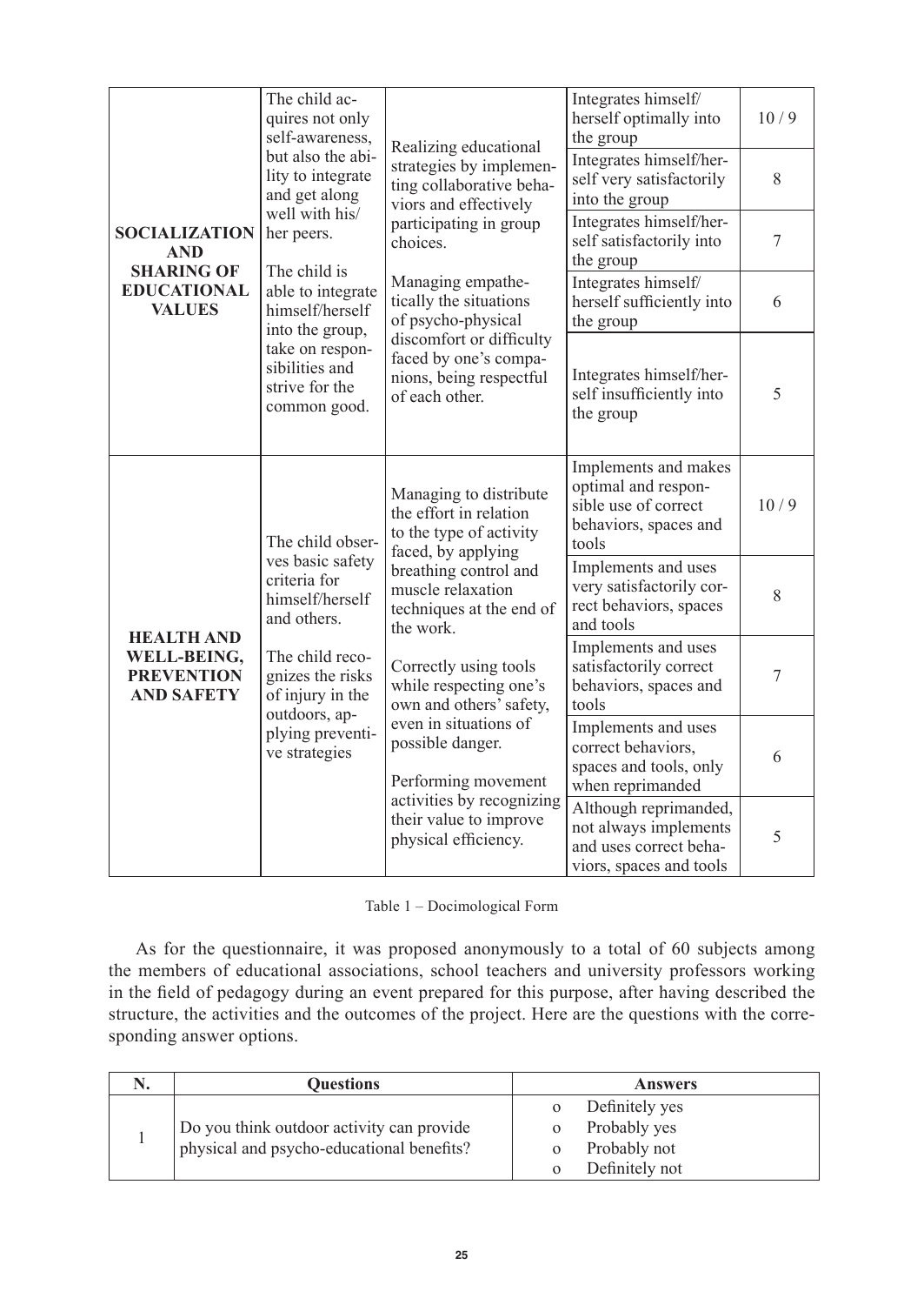| | | | | |
|---|---|---|---|---|
| **SOCIALIZATION AND SHARING OF EDUCATIONAL VALUES** | The child acquires not only self-awareness, but also the ability to integrate and get along well with his/her peers.<br><br>The child is able to integrate himself/herself into the group, take on responsibilities and strive for the common good. | Realizing educational strategies by implementing collaborative behaviors and effectively participating in group choices.<br><br>Managing empathetically the situations of psycho-physical discomfort or difficulty faced by one's companions, being respectful of each other. | Integrates himself/herself optimally into the group | 10 / 9 |
| | | | Integrates himself/herself very satisfactorily into the group | 8 |
| | | | Integrates himself/herself satisfactorily into the group | 7 |
| | | | Integrates himself/herself sufficiently into the group | 6 |
| | | | Integrates himself/herself insufficiently into the group | 5 |
| **HEALTH AND WELL-BEING, PREVENTION AND SAFETY** | The child observes basic safety criteria for himself/herself and others.<br><br>The child recognizes the risks of injury in the outdoors, applying preventive strategies | Managing to distribute the effort in relation to the type of activity faced, by applying breathing control and muscle relaxation techniques at the end of the work.<br><br>Correctly using tools while respecting one's own and others' safety, even in situations of possible danger.<br><br>Performing movement activities by recognizing their value to improve physical efficiency. | Implements and makes optimal and responsible use of correct behaviors, spaces and tools | 10 / 9 |
| | | | Implements and uses very satisfactorily correct behaviors, spaces and tools | 8 |
| | | | Implements and uses satisfactorily correct behaviors, spaces and tools | 7 |
| | | | Implements and uses correct behaviors, spaces and tools, only when reprimanded | 6 |
| | | | Although reprimanded, not always implements and uses correct behaviors, spaces and tools | 5 |

Table 1 – Docimological Form

As for the questionnaire, it was proposed anonymously to a total of 60 subjects among the members of educational associations, school teachers and university professors working in the field of pedagogy during an event prepared for this purpose, after having described the structure, the activities and the outcomes of the project. Here are the questions with the corresponding answer options.

| N. | Questions | Answers |
|---|---|---|
| 1 | Do you think outdoor activity can provide physical and psycho-educational benefits? | o Definitely yes<br>o Probably yes<br>o Probably not<br>o Definitely not |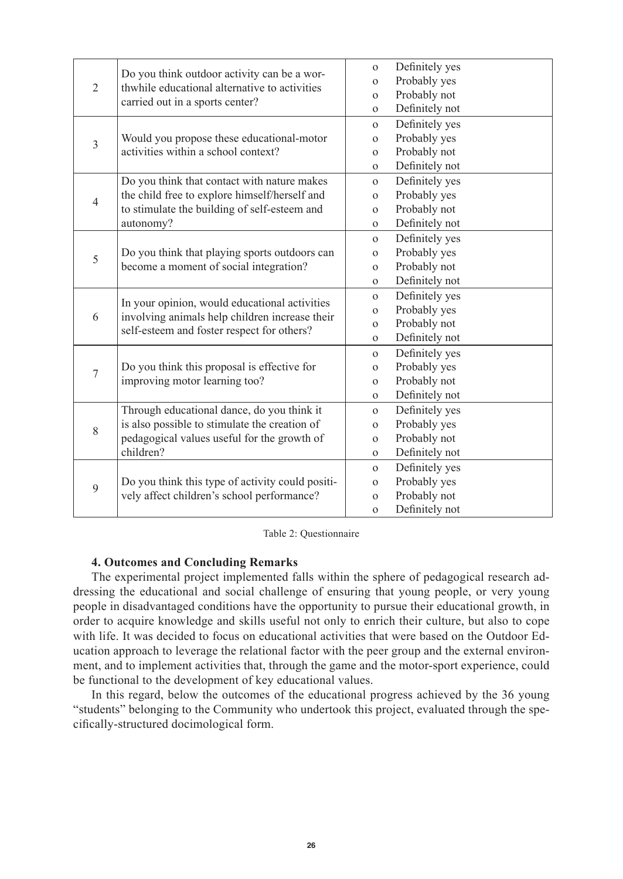| | | |
|---|---|---|
| 2 | Do you think outdoor activity can be a worthwhile educational alternative to activities carried out in a sports center? | o Definitely yes<br>o Probably yes<br>o Probably not<br>o Definitely not |
| 3 | Would you propose these educational-motor activities within a school context? | o Definitely yes<br>o Probably yes<br>o Probably not<br>o Definitely not |
| 4 | Do you think that contact with nature makes the child free to explore himself/herself and to stimulate the building of self-esteem and autonomy? | o Definitely yes<br>o Probably yes<br>o Probably not<br>o Definitely not |
| 5 | Do you think that playing sports outdoors can become a moment of social integration? | o Definitely yes<br>o Probably yes<br>o Probably not<br>o Definitely not |
| 6 | In your opinion, would educational activities involving animals help children increase their self-esteem and foster respect for others? | o Definitely yes<br>o Probably yes<br>o Probably not<br>o Definitely not |
| 7 | Do you think this proposal is effective for improving motor learning too? | o Definitely yes<br>o Probably yes<br>o Probably not<br>o Definitely not |
| 8 | Through educational dance, do you think it is also possible to stimulate the creation of pedagogical values useful for the growth of children? | o Definitely yes<br>o Probably yes<br>o Probably not<br>o Definitely not |
| 9 | Do you think this type of activity could positively affect children's school performance? | o Definitely yes<br>o Probably yes<br>o Probably not<br>o Definitely not |

Table 2: Questionnaire

### 4. Outcomes and Concluding Remarks

The experimental project implemented falls within the sphere of pedagogical research addressing the educational and social challenge of ensuring that young people, or very young people in disadvantaged conditions have the opportunity to pursue their educational growth, in order to acquire knowledge and skills useful not only to enrich their culture, but also to cope with life. It was decided to focus on educational activities that were based on the Outdoor Education approach to leverage the relational factor with the peer group and the external environment, and to implement activities that, through the game and the motor-sport experience, could be functional to the development of key educational values.

In this regard, below the outcomes of the educational progress achieved by the 36 young "students" belonging to the Community who undertook this project, evaluated through the specifically-structured docimological form.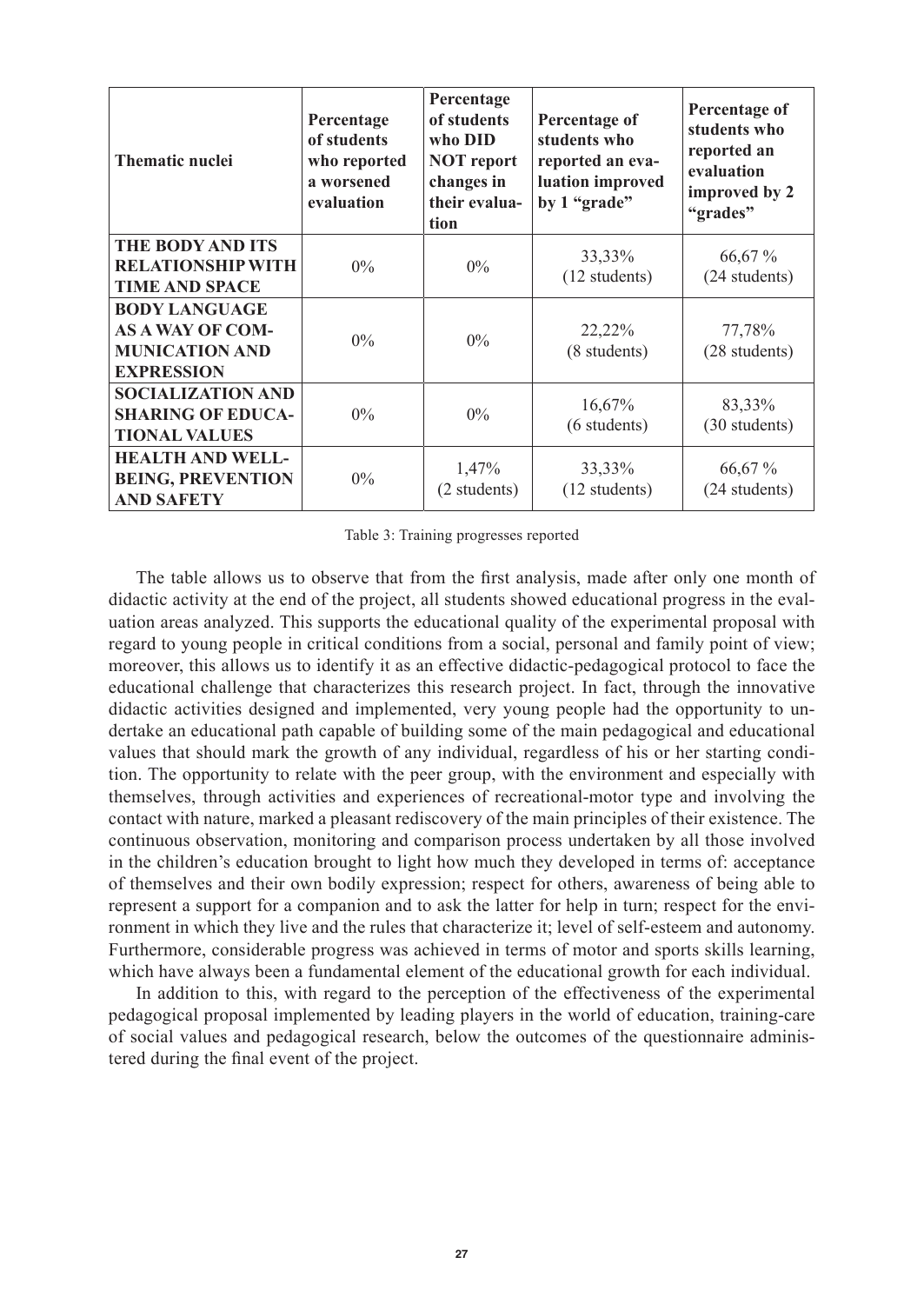| Thematic nuclei | Percentage of students who reported a worsened evaluation | Percentage of students who DID NOT report changes in their evaluation | Percentage of students who reported an evaluation improved by 1 "grade" | Percentage of students who reported an evaluation improved by 2 "grades" |
|---|---|---|---|---|
| **THE BODY AND ITS RELATIONSHIP WITH TIME AND SPACE** | 0% | 0% | 33,33% (12 students) | 66,67 % (24 students) |
| **BODY LANGUAGE AS A WAY OF COMMUNICATION AND EXPRESSION** | 0% | 0% | 22,22% (8 students) | 77,78% (28 students) |
| **SOCIALIZATION AND SHARING OF EDUCATIONAL VALUES** | 0% | 0% | 16,67% (6 students) | 83,33% (30 students) |
| **HEALTH AND WELL-BEING, PREVENTION AND SAFETY** | 0% | 1,47% (2 students) | 33,33% (12 students) | 66,67 % (24 students) |

Table 3: Training progresses reported

The table allows us to observe that from the first analysis, made after only one month of didactic activity at the end of the project, all students showed educational progress in the evaluation areas analyzed. This supports the educational quality of the experimental proposal with regard to young people in critical conditions from a social, personal and family point of view; moreover, this allows us to identify it as an effective didactic-pedagogical protocol to face the educational challenge that characterizes this research project. In fact, through the innovative didactic activities designed and implemented, very young people had the opportunity to undertake an educational path capable of building some of the main pedagogical and educational values that should mark the growth of any individual, regardless of his or her starting condition. The opportunity to relate with the peer group, with the environment and especially with themselves, through activities and experiences of recreational-motor type and involving the contact with nature, marked a pleasant rediscovery of the main principles of their existence. The continuous observation, monitoring and comparison process undertaken by all those involved in the children's education brought to light how much they developed in terms of: acceptance of themselves and their own bodily expression; respect for others, awareness of being able to represent a support for a companion and to ask the latter for help in turn; respect for the environment in which they live and the rules that characterize it; level of self-esteem and autonomy. Furthermore, considerable progress was achieved in terms of motor and sports skills learning, which have always been a fundamental element of the educational growth for each individual.

In addition to this, with regard to the perception of the effectiveness of the experimental pedagogical proposal implemented by leading players in the world of education, training-care of social values and pedagogical research, below the outcomes of the questionnaire administered during the final event of the project.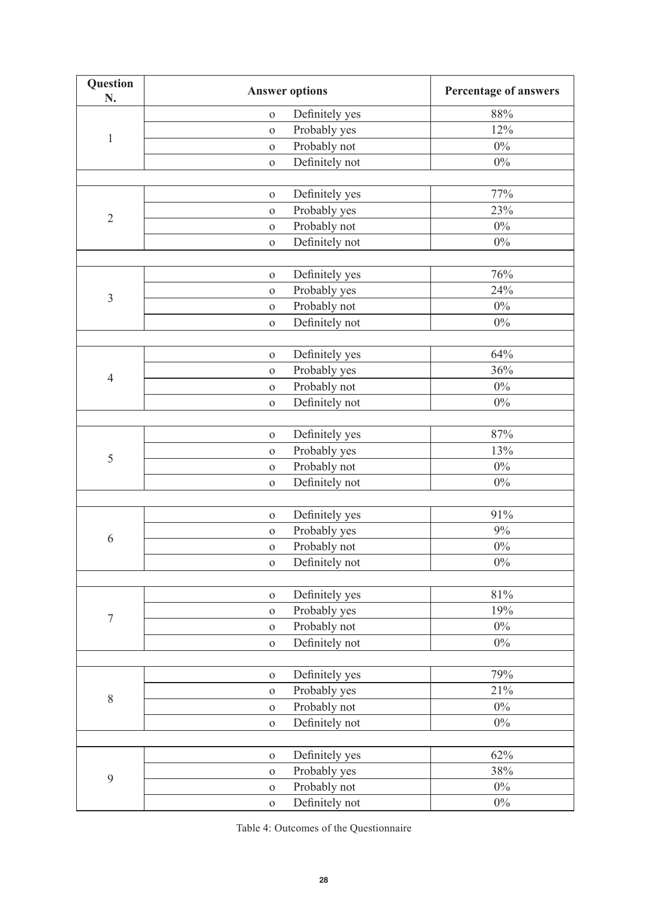| Question N. | Answer options | Percentage of answers |
|---|---|---|
| 1 | o Definitely yes | 88% |
| | o Probably yes | 12% |
| | o Probably not | 0% |
| | o Definitely not | 0% |
| 2 | o Definitely yes | 77% |
| | o Probably yes | 23% |
| | o Probably not | 0% |
| | o Definitely not | 0% |
| 3 | o Definitely yes | 76% |
| | o Probably yes | 24% |
| | o Probably not | 0% |
| | o Definitely not | 0% |
| 4 | o Definitely yes | 64% |
| | o Probably yes | 36% |
| | o Probably not | 0% |
| | o Definitely not | 0% |
| 5 | o Definitely yes | 87% |
| | o Probably yes | 13% |
| | o Probably not | 0% |
| | o Definitely not | 0% |
| 6 | o Definitely yes | 91% |
| | o Probably yes | 9% |
| | o Probably not | 0% |
| | o Definitely not | 0% |
| 7 | o Definitely yes | 81% |
| | o Probably yes | 19% |
| | o Probably not | 0% |
| | o Definitely not | 0% |
| 8 | o Definitely yes | 79% |
| | o Probably yes | 21% |
| | o Probably not | 0% |
| | o Definitely not | 0% |
| 9 | o Definitely yes | 62% |
| | o Probably yes | 38% |
| | o Probably not | 0% |
| | o Definitely not | 0% |

Table 4: Outcomes of the Questionnaire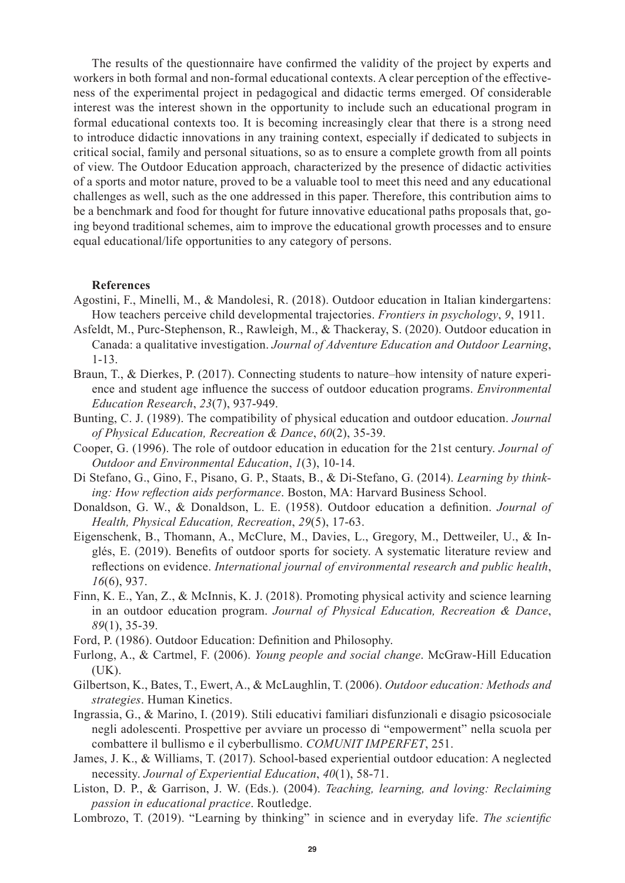The results of the questionnaire have confirmed the validity of the project by experts and workers in both formal and non-formal educational contexts. A clear perception of the effectiveness of the experimental project in pedagogical and didactic terms emerged. Of considerable interest was the interest shown in the opportunity to include such an educational program in formal educational contexts too. It is becoming increasingly clear that there is a strong need to introduce didactic innovations in any training context, especially if dedicated to subjects in critical social, family and personal situations, so as to ensure a complete growth from all points of view. The Outdoor Education approach, characterized by the presence of didactic activities of a sports and motor nature, proved to be a valuable tool to meet this need and any educational challenges as well, such as the one addressed in this paper. Therefore, this contribution aims to be a benchmark and food for thought for future innovative educational paths proposals that, going beyond traditional schemes, aim to improve the educational growth processes and to ensure equal educational/life opportunities to any category of persons.

**References**

Agostini, F., Minelli, M., & Mandolesi, R. (2018). Outdoor education in Italian kindergartens: How teachers perceive child developmental trajectories. *Frontiers in psychology*, *9*, 1911.

Asfeldt, M., Purc-Stephenson, R., Rawleigh, M., & Thackeray, S. (2020). Outdoor education in Canada: a qualitative investigation. *Journal of Adventure Education and Outdoor Learning*, 1-13.

Braun, T., & Dierkes, P. (2017). Connecting students to nature–how intensity of nature experience and student age influence the success of outdoor education programs. *Environmental Education Research*, *23*(7), 937-949.

Bunting, C. J. (1989). The compatibility of physical education and outdoor education. *Journal of Physical Education, Recreation & Dance*, *60*(2), 35-39.

Cooper, G. (1996). The role of outdoor education in education for the 21st century. *Journal of Outdoor and Environmental Education*, *1*(3), 10-14.

Di Stefano, G., Gino, F., Pisano, G. P., Staats, B., & Di-Stefano, G. (2014). *Learning by thinking: How reflection aids performance*. Boston, MA: Harvard Business School.

Donaldson, G. W., & Donaldson, L. E. (1958). Outdoor education a definition. *Journal of Health, Physical Education, Recreation*, *29*(5), 17-63.

Eigenschenk, B., Thomann, A., McClure, M., Davies, L., Gregory, M., Dettweiler, U., & Inglés, E. (2019). Benefits of outdoor sports for society. A systematic literature review and reflections on evidence. *International journal of environmental research and public health*, *16*(6), 937.

Finn, K. E., Yan, Z., & McInnis, K. J. (2018). Promoting physical activity and science learning in an outdoor education program. *Journal of Physical Education, Recreation & Dance*, *89*(1), 35-39.

Ford, P. (1986). Outdoor Education: Definition and Philosophy.

Furlong, A., & Cartmel, F. (2006). *Young people and social change*. McGraw-Hill Education (UK).

Gilbertson, K., Bates, T., Ewert, A., & McLaughlin, T. (2006). *Outdoor education: Methods and strategies*. Human Kinetics.

Ingrassia, G., & Marino, I. (2019). Stili educativi familiari disfunzionali e disagio psicosociale negli adolescenti. Prospettive per avviare un processo di "empowerment" nella scuola per combattere il bullismo e il cyberbullismo. *COMUNIT IMPERFET*, 251.

James, J. K., & Williams, T. (2017). School-based experiential outdoor education: A neglected necessity. *Journal of Experiential Education*, *40*(1), 58-71.

Liston, D. P., & Garrison, J. W. (Eds.). (2004). *Teaching, learning, and loving: Reclaiming passion in educational practice*. Routledge.

Lombrozo, T. (2019). "Learning by thinking" in science and in everyday life. *The scientific*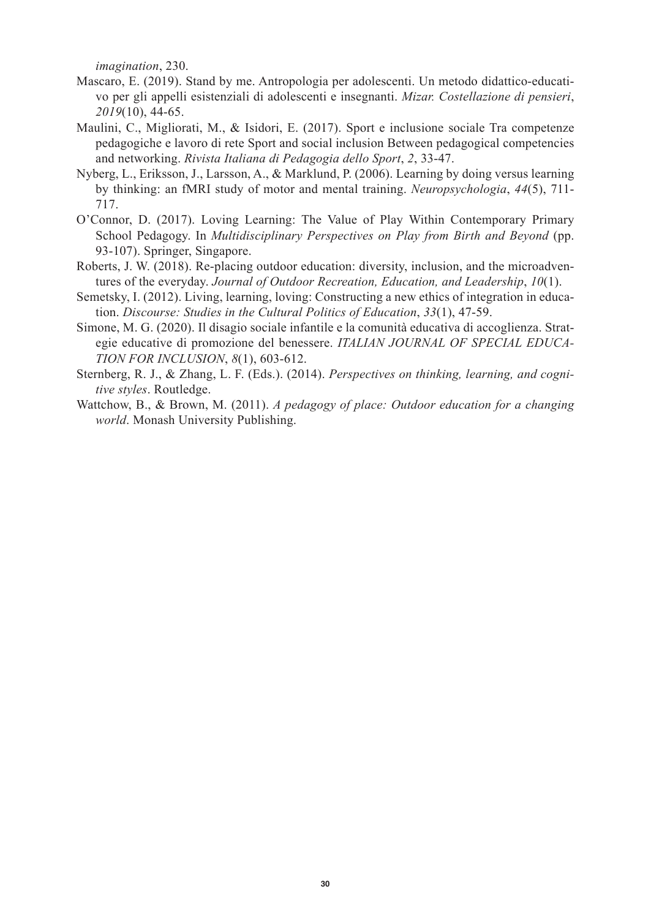*imagination*, 230.

Mascaro, E. (2019). Stand by me. Antropologia per adolescenti. Un metodo didattico-educativo per gli appelli esistenziali di adolescenti e insegnanti. *Mizar. Costellazione di pensieri*, *2019*(10), 44-65.

Maulini, C., Migliorati, M., & Isidori, E. (2017). Sport e inclusione sociale Tra competenze pedagogiche e lavoro di rete Sport and social inclusion Between pedagogical competencies and networking. *Rivista Italiana di Pedagogia dello Sport*, *2*, 33-47.

Nyberg, L., Eriksson, J., Larsson, A., & Marklund, P. (2006). Learning by doing versus learning by thinking: an fMRI study of motor and mental training. *Neuropsychologia*, *44*(5), 711-717.

O'Connor, D. (2017). Loving Learning: The Value of Play Within Contemporary Primary School Pedagogy. In *Multidisciplinary Perspectives on Play from Birth and Beyond* (pp. 93-107). Springer, Singapore.

Roberts, J. W. (2018). Re-placing outdoor education: diversity, inclusion, and the microadventures of the everyday. *Journal of Outdoor Recreation, Education, and Leadership*, *10*(1).

Semetsky, I. (2012). Living, learning, loving: Constructing a new ethics of integration in education. *Discourse: Studies in the Cultural Politics of Education*, *33*(1), 47-59.

Simone, M. G. (2020). Il disagio sociale infantile e la comunità educativa di accoglienza. Strategie educative di promozione del benessere. *ITALIAN JOURNAL OF SPECIAL EDUCATION FOR INCLUSION*, *8*(1), 603-612.

Sternberg, R. J., & Zhang, L. F. (Eds.). (2014). *Perspectives on thinking, learning, and cognitive styles*. Routledge.

Wattchow, B., & Brown, M. (2011). *A pedagogy of place: Outdoor education for a changing world*. Monash University Publishing.